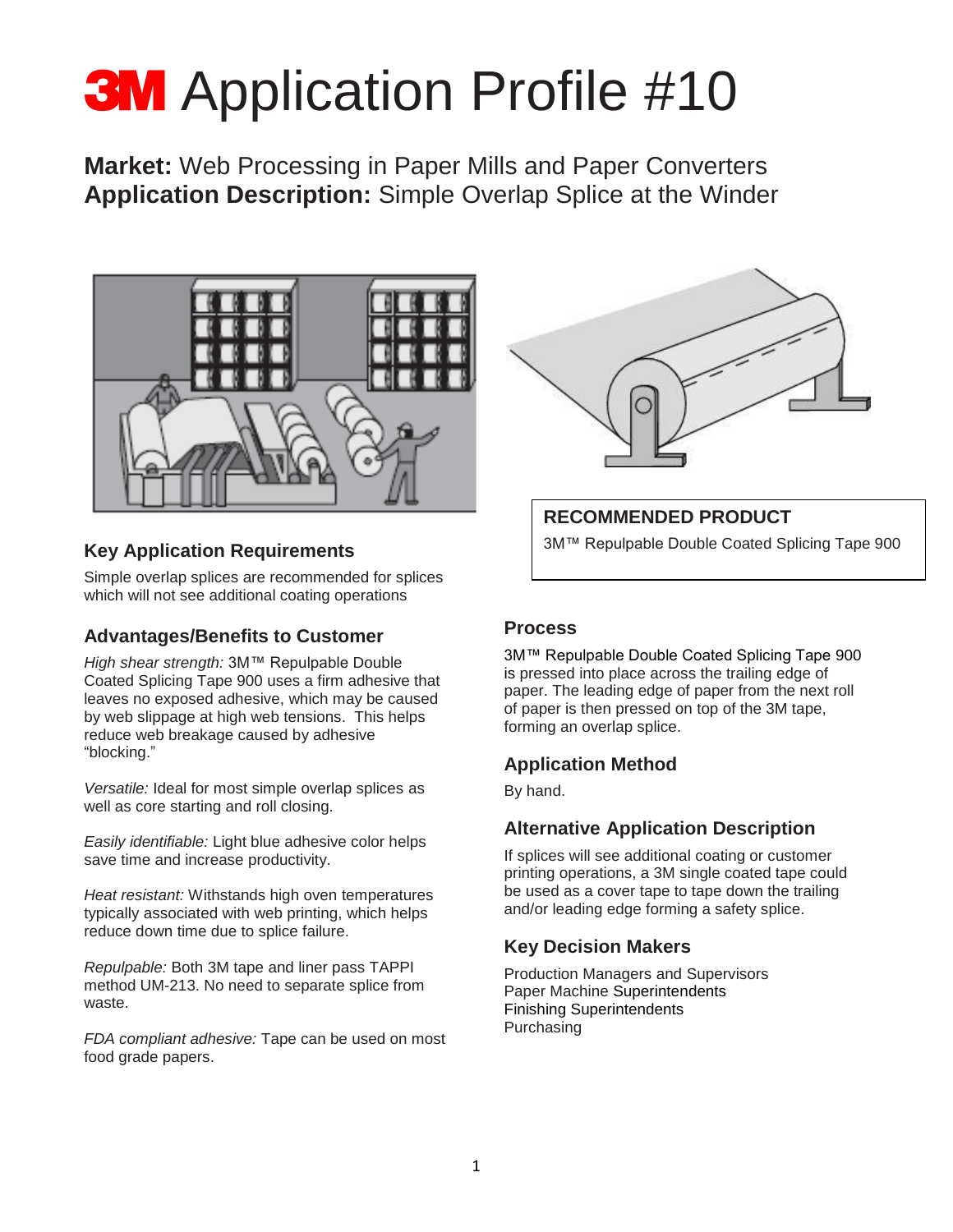# 3M Application Profile #10

**Market:** Web Processing in Paper Mills and Paper Converters
**Application Description:** Simple Overlap Splice at the Winder

## RECOMMENDED PRODUCT

3M™ Repulpable Double Coated Splicing Tape 900

## Key Application Requirements

Simple overlap splices are recommended for splices which will not see additional coating operations

## Advantages/Benefits to Customer

*High shear strength:* 3M™ Repulpable Double Coated Splicing Tape 900 uses a firm adhesive that leaves no exposed adhesive, which may be caused by web slippage at high web tensions. This helps reduce web breakage caused by adhesive "blocking."

*Versatile:* Ideal for most simple overlap splices as well as core starting and roll closing.

*Easily identifiable:* Light blue adhesive color helps save time and increase productivity.

*Heat resistant:* Withstands high oven temperatures typically associated with web printing, which helps reduce down time due to splice failure.

*Repulpable:* Both 3M tape and liner pass TAPPI method UM-213. No need to separate splice from waste.

*FDA compliant adhesive:* Tape can be used on most food grade papers.

## Process

3M™ Repulpable Double Coated Splicing Tape 900 is pressed into place across the trailing edge of paper. The leading edge of paper from the next roll of paper is then pressed on top of the 3M tape, forming an overlap splice.

## Application Method

By hand.

## Alternative Application Description

If splices will see additional coating or customer printing operations, a 3M single coated tape could be used as a cover tape to tape down the trailing and/or leading edge forming a safety splice.

## Key Decision Makers

Production Managers and Supervisors
Paper Machine Superintendents
Finishing Superintendents
Purchasing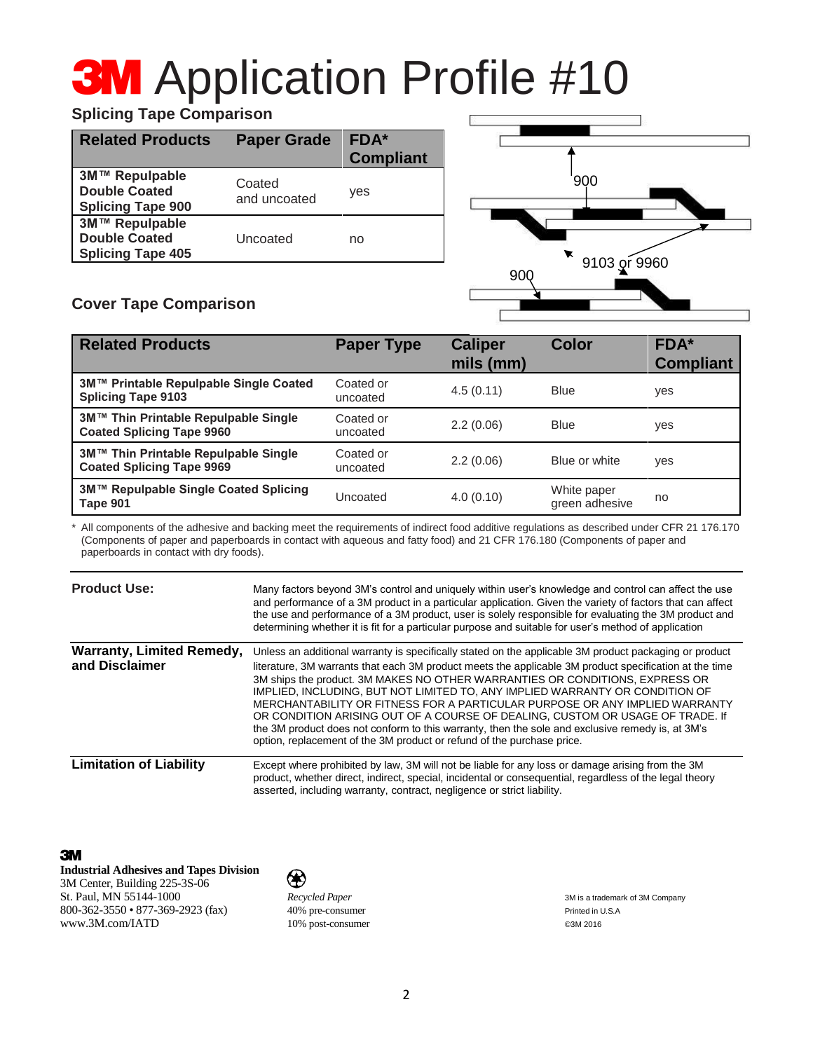# 3M Application Profile #10

## Splicing Tape Comparison

| Related Products | Paper Grade | FDA* Compliant |
|---|---|---|
| **3M™ Repulpable Double Coated Splicing Tape 900** | Coated and uncoated | yes |
| **3M™ Repulpable Double Coated Splicing Tape 405** | Uncoated | no |

900

9103 or 9960

900

## Cover Tape Comparison

| Related Products | Paper Type | Caliper mils (mm) | Color | FDA* Compliant |
|---|---|---|---|---|
| **3M™ Printable Repulpable Single Coated Splicing Tape 9103** | Coated or uncoated | 4.5 (0.11) | Blue | yes |
| **3M™ Thin Printable Repulpable Single Coated Splicing Tape 9960** | Coated or uncoated | 2.2 (0.06) | Blue | yes |
| **3M™ Thin Printable Repulpable Single Coated Splicing Tape 9969** | Coated or uncoated | 2.2 (0.06) | Blue or white | yes |
| **3M™ Repulpable Single Coated Splicing Tape 901** | Uncoated | 4.0 (0.10) | White paper green adhesive | no |

\* All components of the adhesive and backing meet the requirements of indirect food additive regulations as described under CFR 21 176.170 (Components of paper and paperboards in contact with aqueous and fatty food) and 21 CFR 176.180 (Components of paper and paperboards in contact with dry foods).

**Product Use:** Many factors beyond 3M's control and uniquely within user's knowledge and control can affect the use and performance of a 3M product in a particular application. Given the variety of factors that can affect the use and performance of a 3M product, user is solely responsible for evaluating the 3M product and determining whether it is fit for a particular purpose and suitable for user's method of application

**Warranty, Limited Remedy, and Disclaimer** Unless an additional warranty is specifically stated on the applicable 3M product packaging or product literature, 3M warrants that each 3M product meets the applicable 3M product specification at the time 3M ships the product. 3M MAKES NO OTHER WARRANTIES OR CONDITIONS, EXPRESS OR IMPLIED, INCLUDING, BUT NOT LIMITED TO, ANY IMPLIED WARRANTY OR CONDITION OF MERCHANTABILITY OR FITNESS FOR A PARTICULAR PURPOSE OR ANY IMPLIED WARRANTY OR CONDITION ARISING OUT OF A COURSE OF DEALING, CUSTOM OR USAGE OF TRADE. If the 3M product does not conform to this warranty, then the sole and exclusive remedy is, at 3M's option, replacement of the 3M product or refund of the purchase price.

**Limitation of Liability** Except where prohibited by law, 3M will not be liable for any loss or damage arising from the 3M product, whether direct, indirect, special, incidental or consequential, regardless of the legal theory asserted, including warranty, contract, negligence or strict liability.

**3M**
**Industrial Adhesives and Tapes Division**
3M Center, Building 225-3S-06
St. Paul, MN 55144-1000
800-362-3550 • 877-369-2923 (fax)
www.3M.com/IATD

*Recycled Paper*
40% pre-consumer
10% post-consumer

3M is a trademark of 3M Company
Printed in U.S.A
©3M 2016